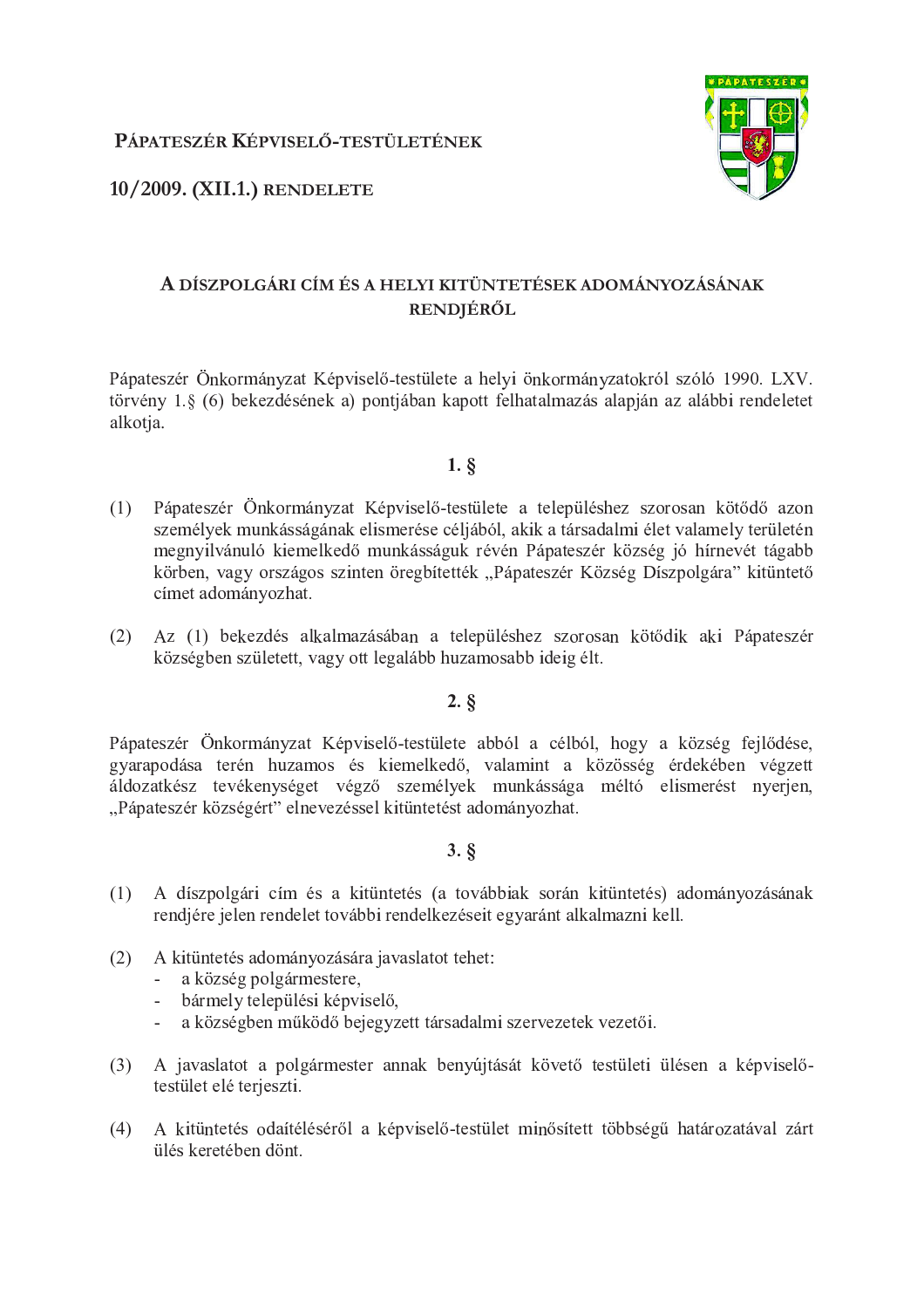# PÁPATESZÉR KÉPVISELŐ-TESTÜLETÉNEK

# 10/2009. (XII.1.) RENDELETE

## A DÍSZPOLGÁRI CÍM ÉS A HELYI KITÜNTETÉSEK ADOMÁNYOZÁSÁNAK RENDJÉRŐL

Pápateszér Önkormányzat Képviselő-testülete a helyi önkormányzatokról szóló 1990. LXV. törvény 1.§ (6) bekezdésének a) pontjában kapott felhatalmazás alapján az alábbi rendeletet alkotja.

### 1. §

(1) Pápateszér Önkormányzat Képviselő-testülete a településhez szorosan kötődő azon személyek munkásságának elismerése céljából, akik a társadalmi élet valamely területén megnyilvánuló kiemelkedő munkásságuk révén Pápateszér község jó hírnevét tágabb körben, vagy országos szinten öregbítették „Pápateszér Község Díszpolgára" kitüntető címet adományozhat.

(2) Az (1) bekezdés alkalmazásában a településhez szorosan kötődik aki Pápateszér községben született, vagy ott legalább huzamosabb ideig élt.

### 2. §

Pápateszér Önkormányzat Képviselő-testülete abból a célból, hogy a község fejlődése, gyarapodása terén huzamos és kiemelkedő, valamint a közösség érdekében végzett áldozatkész tevékenységet végző személyek munkássága méltó elismerést nyerjen, „Pápateszér községért" elnevezéssel kitüntetést adományozhat.

### 3. §

(1) A díszpolgári cím és a kitüntetés (a továbbiak során kitüntetés) adományozásának rendjére jelen rendelet további rendelkezéseit egyaránt alkalmazni kell.

(2) A kitüntetés adományozására javaslatot tehet:
- a község polgármestere,
- bármely települési képviselő,
- a községben működő bejegyzett társadalmi szervezetek vezetői.

(3) A javaslatot a polgármester annak benyújtását követő testületi ülésen a képviselő-testület elé terjeszti.

(4) A kitüntetés odaítéléséről a képviselő-testület minősített többségű határozatával zárt ülés keretében dönt.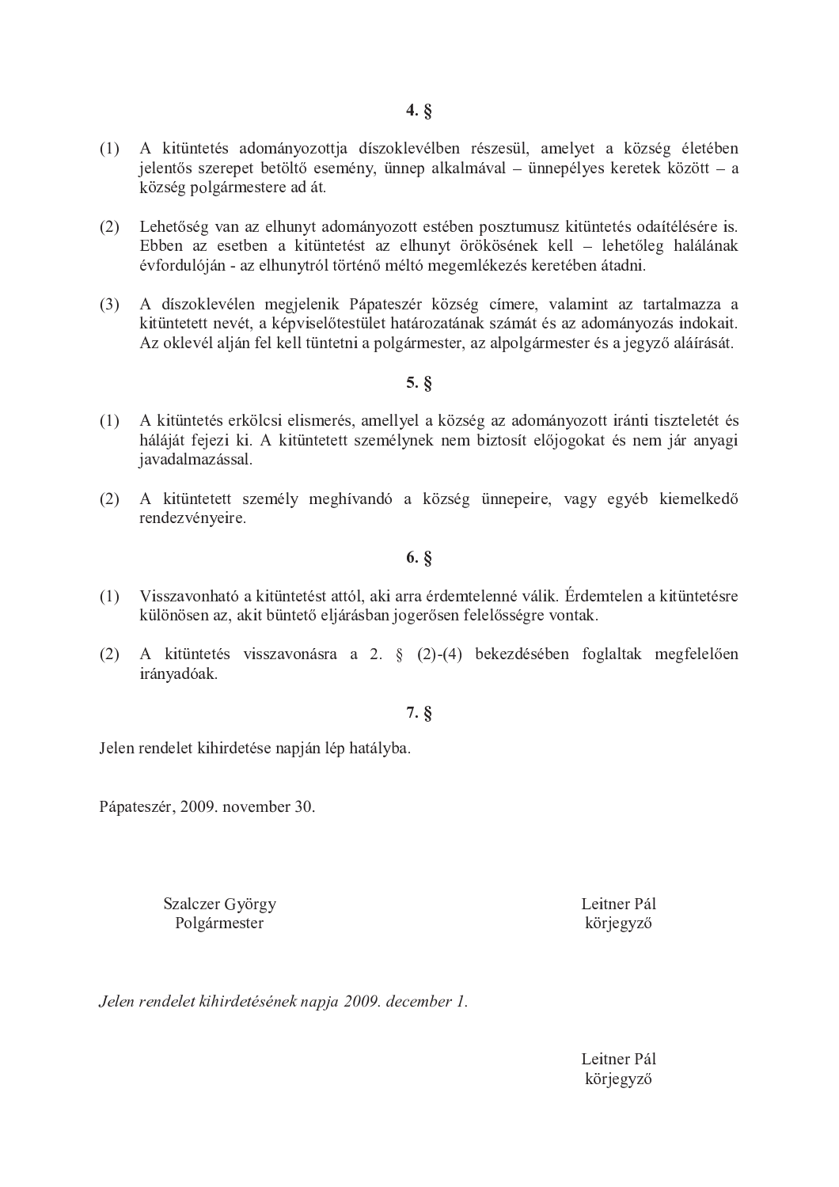**4. §**

(1) A kitüntetés adományozottja díszoklevélben részesül, amelyet a község életében jelentős szerepet betöltő esemény, ünnep alkalmával – ünnepélyes keretek között – a község polgármestere ad át.

(2) Lehetőség van az elhunyt adományozott estében posztumusz kitüntetés odaítélésére is. Ebben az esetben a kitüntetést az elhunyt örökösének kell – lehetőleg halálának évfordulóján - az elhunytról történő méltó megemlékezés keretében átadni.

(3) A díszoklevélen megjelenik Pápateszér község címere, valamint az tartalmazza a kitüntetett nevét, a képviselőtestület határozatának számát és az adományozás indokait. Az oklevél alján fel kell tüntetni a polgármester, az alpolgármester és a jegyző aláírását.

**5. §**

(1) A kitüntetés erkölcsi elismerés, amellyel a község az adományozott iránti tiszteletét és háláját fejezi ki. A kitüntetett személynek nem biztosít előjogokat és nem jár anyagi javadalmazással.

(2) A kitüntetett személy meghívandó a község ünnepeire, vagy egyéb kiemelkedő rendezvényeire.

**6. §**

(1) Visszavonható a kitüntetést attól, aki arra érdemtelenné válik. Érdemtelen a kitüntetésre különösen az, akit büntető eljárásban jogerősen felelősségre vontak.

(2) A kitüntetés visszavonásra a 2. § (2)-(4) bekezdésében foglaltak megfelelően irányadóak.

**7. §**

Jelen rendelet kihirdetése napján lép hatályba.

Pápateszér, 2009. november 30.

Szalczer György
Polgármester

Leitner Pál
körjegyző

*Jelen rendelet kihirdetésének napja 2009. december 1.*

Leitner Pál
körjegyző